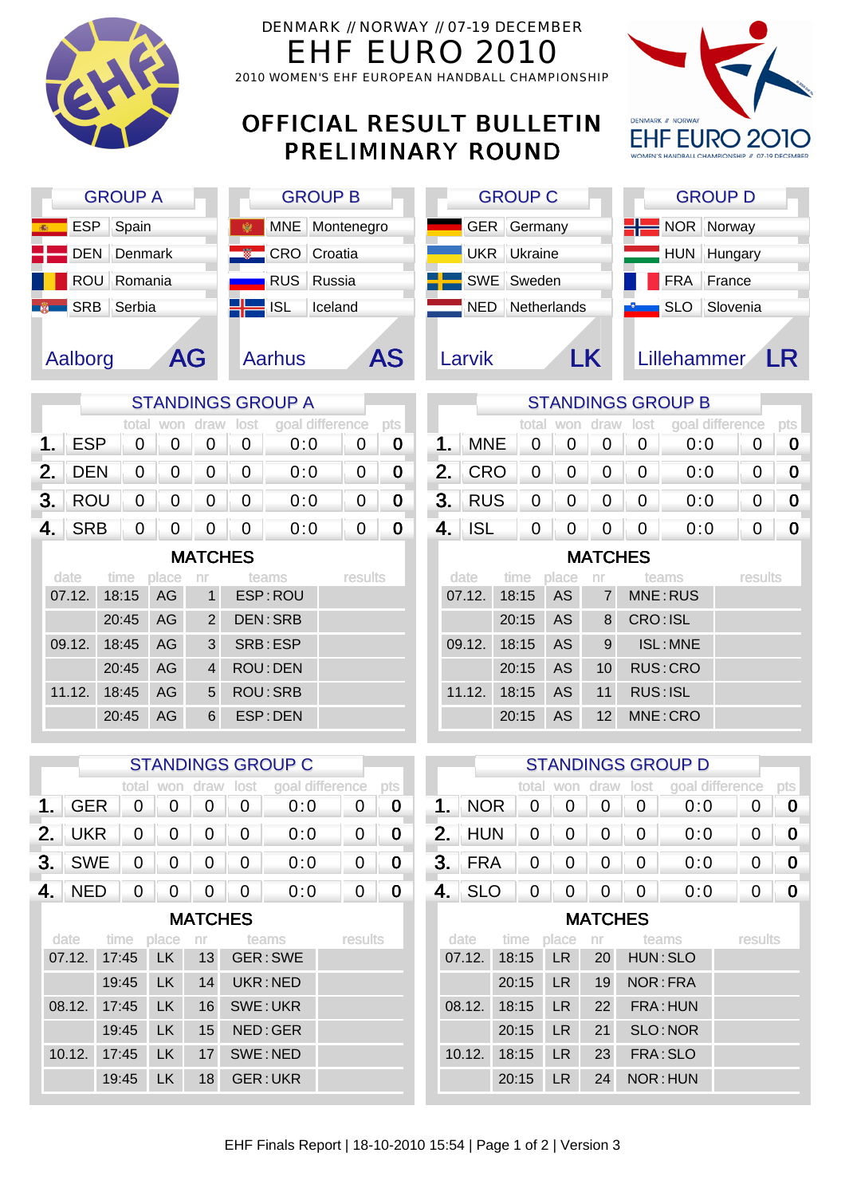DENMARK // NORWAY // 07-19 DECEMBER

# EHF EURO 2010

2010 WOMEN'S EHF EUROPEAN HANDBALL CHAMPIONSHIP

## OFFICIAL RESULT BULLETIN PRELIMINARY ROUND

| GROUP A | | GROUP B | | GROUP C | | GROUP D | |
|---|---|---|---|---|---|---|---|
| ESP | Spain | MNE | Montenegro | GER | Germany | NOR | Norway |
| DEN | Denmark | CRO | Croatia | UKR | Ukraine | HUN | Hungary |
| ROU | Romania | RUS | Russia | SWE | Sweden | FRA | France |
| SRB | Serbia | ISL | Iceland | NED | Netherlands | SLO | Slovenia |
| Aalborg | AG | Aarhus | AS | Larvik | LK | Lillehammer | LR |

## STANDINGS GROUP A

| | | total | won | draw | lost | goal difference | | pts |
|---|---|---|---|---|---|---|---|---|
| 1. | ESP | 0 | 0 | 0 | 0 | 0:0 | 0 | 0 |
| 2. | DEN | 0 | 0 | 0 | 0 | 0:0 | 0 | 0 |
| 3. | ROU | 0 | 0 | 0 | 0 | 0:0 | 0 | 0 |
| 4. | SRB | 0 | 0 | 0 | 0 | 0:0 | 0 | 0 |

### MATCHES

| date | time | place | nr | teams | results |
|---|---|---|---|---|---|
| 07.12. | 18:15 | AG | 1 | ESP : ROU | |
| | 20:45 | AG | 2 | DEN : SRB | |
| 09.12. | 18:45 | AG | 3 | SRB : ESP | |
| | 20:45 | AG | 4 | ROU : DEN | |
| 11.12. | 18:45 | AG | 5 | ROU : SRB | |
| | 20:45 | AG | 6 | ESP : DEN | |

## STANDINGS GROUP B

| | | total | won | draw | lost | goal difference | | pts |
|---|---|---|---|---|---|---|---|---|
| 1. | MNE | 0 | 0 | 0 | 0 | 0:0 | 0 | 0 |
| 2. | CRO | 0 | 0 | 0 | 0 | 0:0 | 0 | 0 |
| 3. | RUS | 0 | 0 | 0 | 0 | 0:0 | 0 | 0 |
| 4. | ISL | 0 | 0 | 0 | 0 | 0:0 | 0 | 0 |

### MATCHES

| date | time | place | nr | teams | results |
|---|---|---|---|---|---|
| 07.12. | 18:15 | AS | 7 | MNE : RUS | |
| | 20:15 | AS | 8 | CRO : ISL | |
| 09.12. | 18:15 | AS | 9 | ISL : MNE | |
| | 20:15 | AS | 10 | RUS : CRO | |
| 11.12. | 18:15 | AS | 11 | RUS : ISL | |
| | 20:15 | AS | 12 | MNE : CRO | |

## STANDINGS GROUP C

| | | total | won | draw | lost | goal difference | | pts |
|---|---|---|---|---|---|---|---|---|
| 1. | GER | 0 | 0 | 0 | 0 | 0:0 | 0 | 0 |
| 2. | UKR | 0 | 0 | 0 | 0 | 0:0 | 0 | 0 |
| 3. | SWE | 0 | 0 | 0 | 0 | 0:0 | 0 | 0 |
| 4. | NED | 0 | 0 | 0 | 0 | 0:0 | 0 | 0 |

### MATCHES

| date | time | place | nr | teams | results |
|---|---|---|---|---|---|
| 07.12. | 17:45 | LK | 13 | GER : SWE | |
| | 19:45 | LK | 14 | UKR : NED | |
| 08.12. | 17:45 | LK | 16 | SWE : UKR | |
| | 19:45 | LK | 15 | NED : GER | |
| 10.12. | 17:45 | LK | 17 | SWE : NED | |
| | 19:45 | LK | 18 | GER : UKR | |

## STANDINGS GROUP D

| | | total | won | draw | lost | goal difference | | pts |
|---|---|---|---|---|---|---|---|---|
| 1. | NOR | 0 | 0 | 0 | 0 | 0:0 | 0 | 0 |
| 2. | HUN | 0 | 0 | 0 | 0 | 0:0 | 0 | 0 |
| 3. | FRA | 0 | 0 | 0 | 0 | 0:0 | 0 | 0 |
| 4. | SLO | 0 | 0 | 0 | 0 | 0:0 | 0 | 0 |

### MATCHES

| date | time | place | nr | teams | results |
|---|---|---|---|---|---|
| 07.12. | 18:15 | LR | 20 | HUN : SLO | |
| | 20:15 | LR | 19 | NOR : FRA | |
| 08.12. | 18:15 | LR | 22 | FRA : HUN | |
| | 20:15 | LR | 21 | SLO : NOR | |
| 10.12. | 18:15 | LR | 23 | FRA : SLO | |
| | 20:15 | LR | 24 | NOR : HUN | |

EHF Finals Report | 18-10-2010 15:54 | Page 1 of 2 | Version 3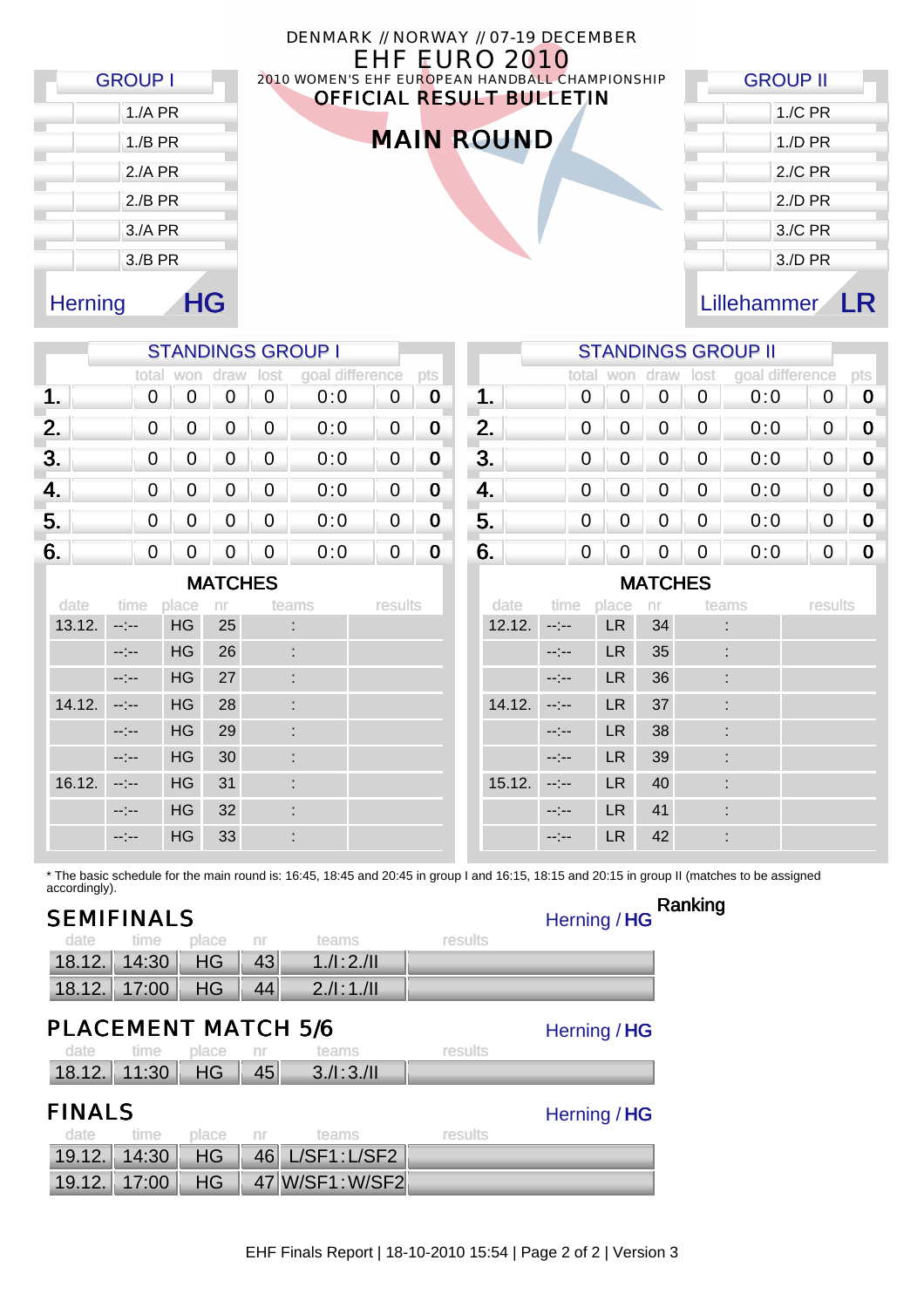DENMARK // NORWAY // 07-19 DECEMBER

# EHF EURO 2010

2010 WOMEN'S EHF EUROPEAN HANDBALL CHAMPIONSHIP

**OFFICIAL RESULT BULLETIN**

## MAIN ROUND

### GROUP I

| | |
|---|---|
| | 1./A PR |
| | 1./B PR |
| | 2./A PR |
| | 2./B PR |
| | 3./A PR |
| | 3./B PR |

Herning **HG**

### GROUP II

| | |
|---|---|
| | 1./C PR |
| | 1./D PR |
| | 2./C PR |
| | 2./D PR |
| | 3./C PR |
| | 3./D PR |

Lillehammer **LR**

### STANDINGS GROUP I

| | | total | won | draw | lost | goal difference | | pts |
|---|---|---|---|---|---|---|---|---|
| 1. | | 0 | 0 | 0 | 0 | 0:0 | 0 | 0 |
| 2. | | 0 | 0 | 0 | 0 | 0:0 | 0 | 0 |
| 3. | | 0 | 0 | 0 | 0 | 0:0 | 0 | 0 |
| 4. | | 0 | 0 | 0 | 0 | 0:0 | 0 | 0 |
| 5. | | 0 | 0 | 0 | 0 | 0:0 | 0 | 0 |
| 6. | | 0 | 0 | 0 | 0 | 0:0 | 0 | 0 |

#### MATCHES

| date | time | place | nr | teams | results |
|---|---|---|---|---|---|
| 13.12. | --:-- | HG | 25 | : | |
| | --:-- | HG | 26 | : | |
| | --:-- | HG | 27 | : | |
| 14.12. | --:-- | HG | 28 | : | |
| | --:-- | HG | 29 | : | |
| | --:-- | HG | 30 | : | |
| 16.12. | --:-- | HG | 31 | : | |
| | --:-- | HG | 32 | : | |
| | --:-- | HG | 33 | : | |

### STANDINGS GROUP II

| | | total | won | draw | lost | goal difference | | pts |
|---|---|---|---|---|---|---|---|---|
| 1. | | 0 | 0 | 0 | 0 | 0:0 | 0 | 0 |
| 2. | | 0 | 0 | 0 | 0 | 0:0 | 0 | 0 |
| 3. | | 0 | 0 | 0 | 0 | 0:0 | 0 | 0 |
| 4. | | 0 | 0 | 0 | 0 | 0:0 | 0 | 0 |
| 5. | | 0 | 0 | 0 | 0 | 0:0 | 0 | 0 |
| 6. | | 0 | 0 | 0 | 0 | 0:0 | 0 | 0 |

#### MATCHES

| date | time | place | nr | teams | results |
|---|---|---|---|---|---|
| 12.12. | --:-- | LR | 34 | : | |
| | --:-- | LR | 35 | : | |
| | --:-- | LR | 36 | : | |
| 14.12. | --:-- | LR | 37 | : | |
| | --:-- | LR | 38 | : | |
| | --:-- | LR | 39 | : | |
| 15.12. | --:-- | LR | 40 | : | |
| | --:-- | LR | 41 | : | |
| | --:-- | LR | 42 | : | |

* The basic schedule for the main round is: 16:45, 18:45 and 20:45 in group I and 16:15, 18:15 and 20:15 in group II (matches to be assigned accordingly).

## SEMIFINALS

Herning / **HG**

Ranking

| date | time | place | nr | teams | results |
|---|---|---|---|---|---|
| 18.12. | 14:30 | HG | 43 | 1./I : 2./II | |
| 18.12. | 17:00 | HG | 44 | 2./I : 1./II | |

## PLACEMENT MATCH 5/6

Herning / **HG**

| date | time | place | nr | teams | results |
|---|---|---|---|---|---|
| 18.12. | 11:30 | HG | 45 | 3./I : 3./II | |

## FINALS

Herning / **HG**

| date | time | place | nr | teams | results |
|---|---|---|---|---|---|
| 19.12. | 14:30 | HG | 46 | L/SF1 : L/SF2 | |
| 19.12. | 17:00 | HG | 47 | W/SF1 : W/SF2 | |

EHF Finals Report | 18-10-2010 15:54 | Page 2 of 2 | Version 3